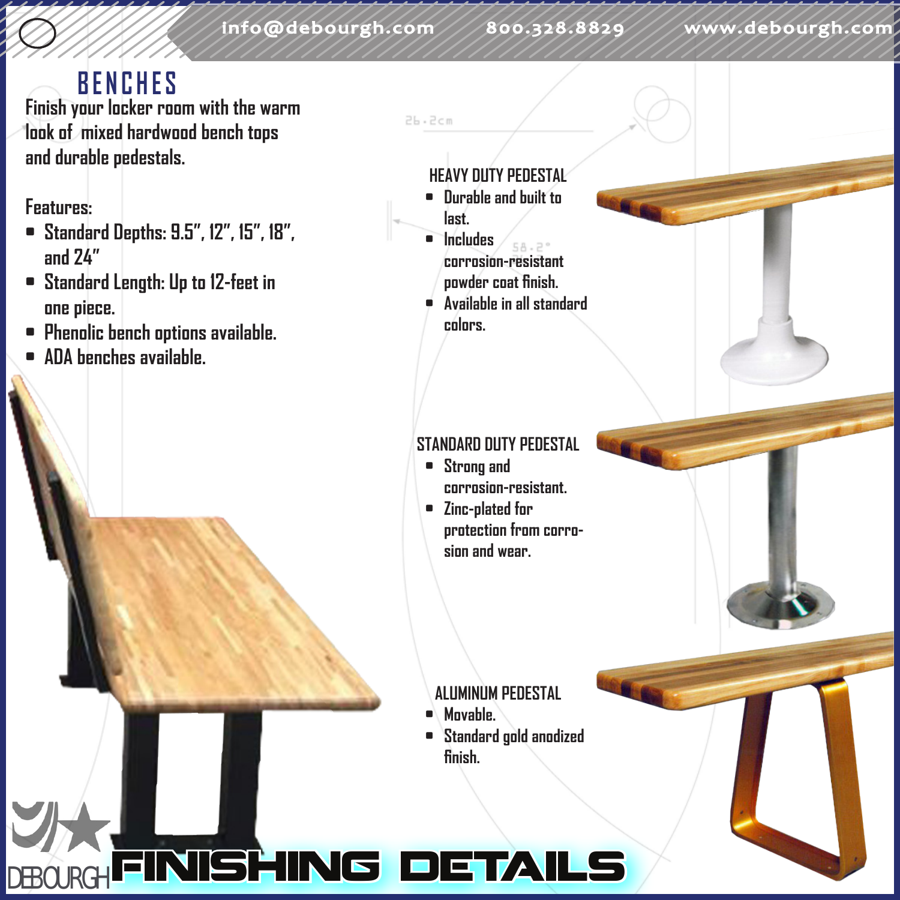info@debourgh.com 800.328.8829 www.debourgh.com

# BENCHES

Finish your locker room with the warm look of mixed hardwood bench tops and durable pedestals.

Features:

- Standard Depths: 9.5", 12", 15", 18", and 24"
- Standard Length: Up to 12-feet in one piece.
- Phenolic bench options available.
- ADA benches available.

## HEAVY DUTY PEDESTAL

- Durable and built to last.
- Includes corrosion-resistant powder coat finish.
- Available in all standard colors.

## STANDARD DUTY PEDESTAL

- Strong and corrosion-resistant.
- Zinc-plated for protection from corrosion and wear.

## ALUMINUM PEDESTAL

- Movable.
- Standard gold anodized finish.

DEBOURGH

# FINISHING DETAILS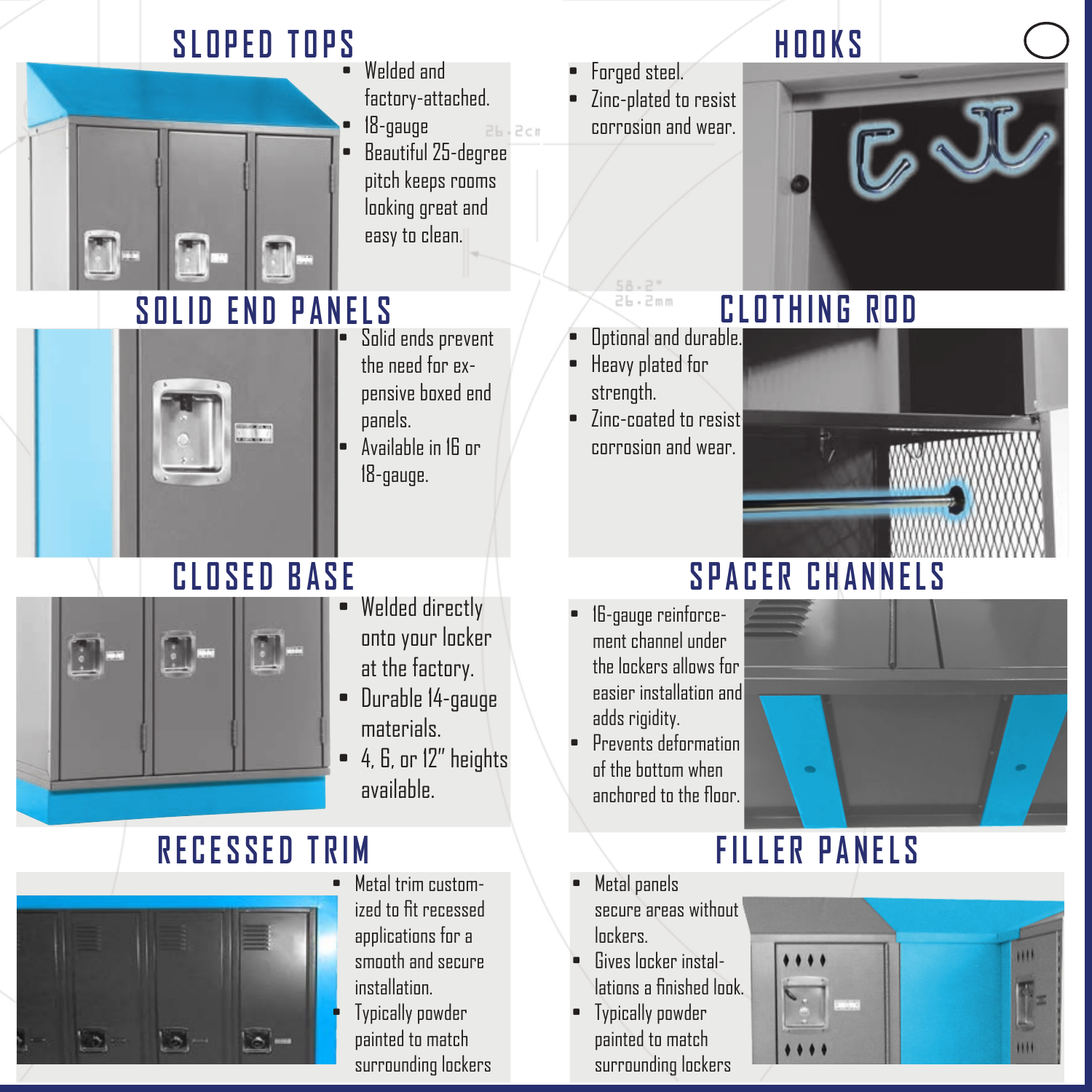## SLOPED TOPS

- Welded and factory-attached.
- 18-gauge
- Beautiful 25-degree pitch keeps rooms looking great and easy to clean.

## HOOKS

- Forged steel.
- Zinc-plated to resist corrosion and wear.

## SOLID END PANELS

- Solid ends prevent the need for expensive boxed end panels.
- Available in 16 or 18-gauge.

## CLOTHING ROD

- Optional and durable.
- Heavy plated for strength.
- Zinc-coated to resist corrosion and wear.

## CLOSED BASE

- Welded directly onto your locker at the factory.
- Durable 14-gauge materials.
- 4, 6, or 12" heights available.

## SPACER CHANNELS

- 16-gauge reinforcement channel under the lockers allows for easier installation and adds rigidity.
- Prevents deformation of the bottom when anchored to the floor.

## RECESSED TRIM

- Metal trim customized to fit recessed applications for a smooth and secure installation.
- Typically powder painted to match surrounding lockers

## FILLER PANELS

- Metal panels secure areas without lockers.
- Gives locker installations a finished look.
- Typically powder painted to match surrounding lockers